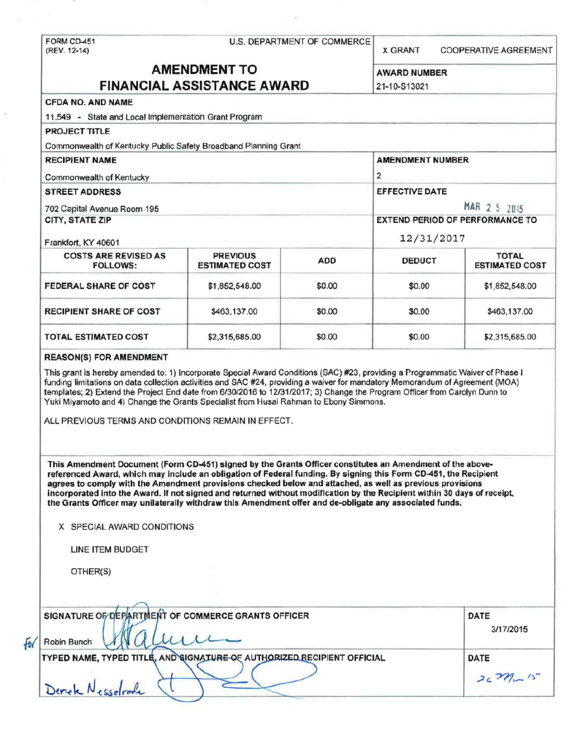FORM CD-451
(REV. 12-14)

U.S. DEPARTMENT OF COMMERCE

X GRANT    COOPERATIVE AGREEMENT

# AMENDMENT TO FINANCIAL ASSISTANCE AWARD

**AWARD NUMBER**
21-10-S13021

**CFDA NO. AND NAME**
11.549 - State and Local Implementation Grant Program

**PROJECT TITLE**
Commonwealth of Kentucky Public Safety Broadband Planning Grant

**RECIPIENT NAME**
Commonwealth of Kentucky

**AMENDMENT NUMBER**
2

**STREET ADDRESS**
702 Capital Avenue Room 195

**EFFECTIVE DATE**
MAR 2 5 2015

**CITY, STATE ZIP**
Frankfort, KY 40601

**EXTEND PERIOD OF PERFORMANCE TO**
12/31/2017

| COSTS ARE REVISED AS FOLLOWS: | PREVIOUS ESTIMATED COST | ADD | DEDUCT | TOTAL ESTIMATED COST |
|---|---|---|---|---|
| FEDERAL SHARE OF COST | $1,852,548.00 | $0.00 | $0.00 | $1,852,548.00 |
| RECIPIENT SHARE OF COST | $463,137.00 | $0.00 | $0.00 | $463,137.00 |
| TOTAL ESTIMATED COST | $2,315,685.00 | $0.00 | $0.00 | $2,315,685.00 |

**REASON(S) FOR AMENDMENT**

This grant is hereby amended to: 1) Incorporate Special Award Conditions (SAC) #23, providing a Programmatic Waiver of Phase I funding limitations on data collection activities and SAC #24, providing a waiver for mandatory Memorandum of Agreement (MOA) templates; 2) Extend the Project End date from 6/30/2016 to 12/31/2017; 3) Change the Program Officer from Carolyn Dunn to Yuki Miyamoto and 4) Change the Grants Specialist from Husai Rahman to Ebony Simmons.

ALL PREVIOUS TERMS AND CONDITIONS REMAIN IN EFFECT.

**This Amendment Document (Form CD-451) signed by the Grants Officer constitutes an Amendment of the above-referenced Award, which may include an obligation of Federal funding. By signing this Form CD-451, the Recipient agrees to comply with the Amendment provisions checked below and attached, as well as previous provisions incorporated into the Award. If not signed and returned without modification by the Recipient within 30 days of receipt, the Grants Officer may unilaterally withdraw this Amendment offer and de-obligate any associated funds.**

X SPECIAL AWARD CONDITIONS

LINE ITEM BUDGET

OTHER(S)

**SIGNATURE OF DEPARTMENT OF COMMERCE GRANTS OFFICER**
For Robin Bunch

**DATE**
3/17/2015

**TYPED NAME, TYPED TITLE, AND SIGNATURE OF AUTHORIZED RECIPIENT OFFICIAL**
Derek Nesselrode

**DATE**
26 Mar 15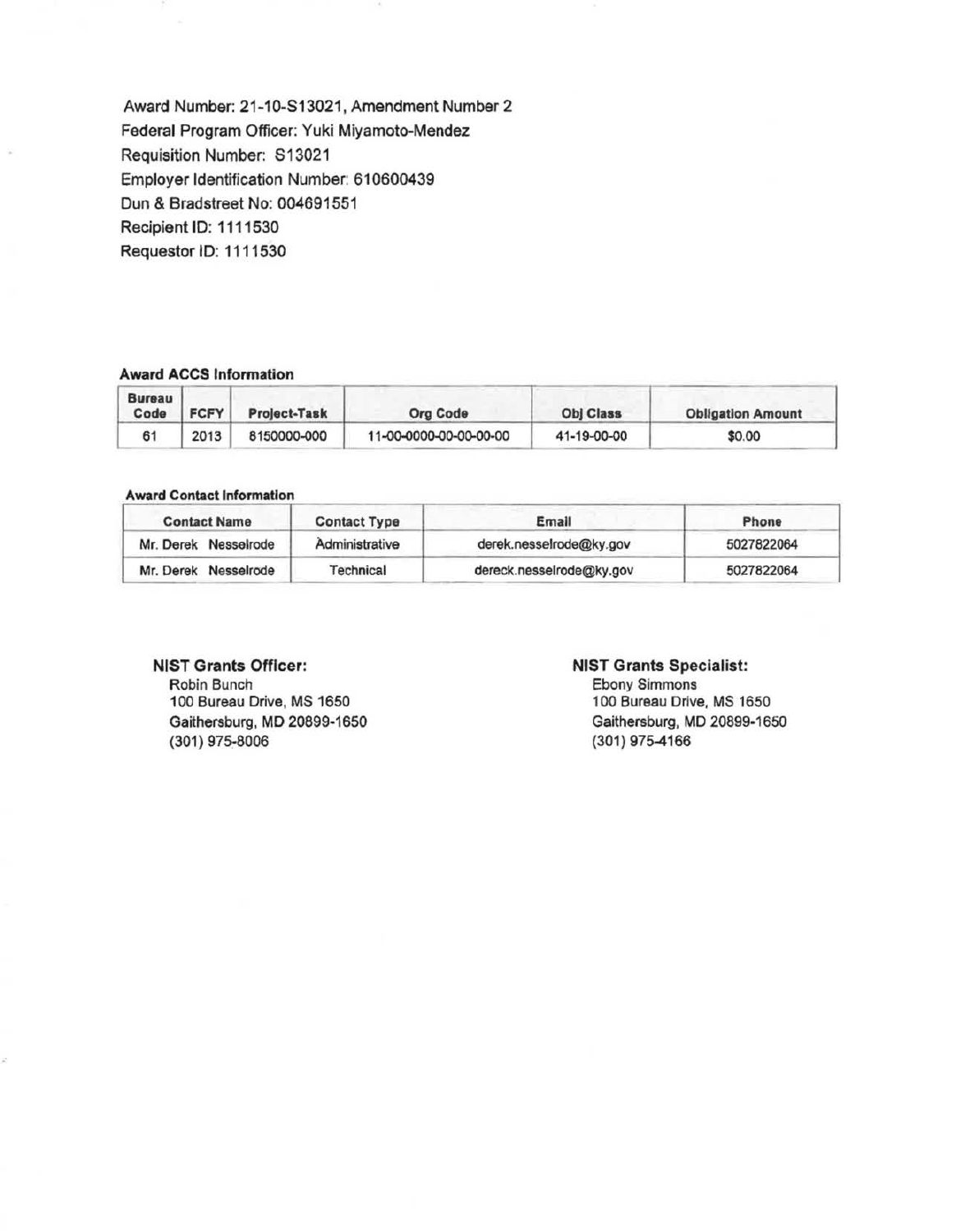Award Number: 21-10-S13021, Amendment Number 2
Federal Program Officer: Yuki Miyamoto-Mendez
Requisition Number: S13021
Employer Identification Number: 610600439
Dun & Bradstreet No: 004691551
Recipient ID: 1111530
Requestor ID: 1111530

**Award ACCS Information**

| Bureau Code | FCFY | Project-Task | Org Code | Obj Class | Obligation Amount |
|---|---|---|---|---|---|
| 61 | 2013 | 8150000-000 | 11-00-0000-00-00-00-00 | 41-19-00-00 | $0.00 |

**Award Contact Information**

| Contact Name | Contact Type | Email | Phone |
|---|---|---|---|
| Mr. Derek Nesselrode | Administrative | derek.nesselrode@ky.gov | 5027822064 |
| Mr. Derek Nesselrode | Technical | dereck.nesselrode@ky.gov | 5027822064 |

**NIST Grants Officer:**
Robin Bunch
100 Bureau Drive, MS 1650
Gaithersburg, MD 20899-1650
(301) 975-8006

**NIST Grants Specialist:**
Ebony Simmons
100 Bureau Drive, MS 1650
Gaithersburg, MD 20899-1650
(301) 975-4166